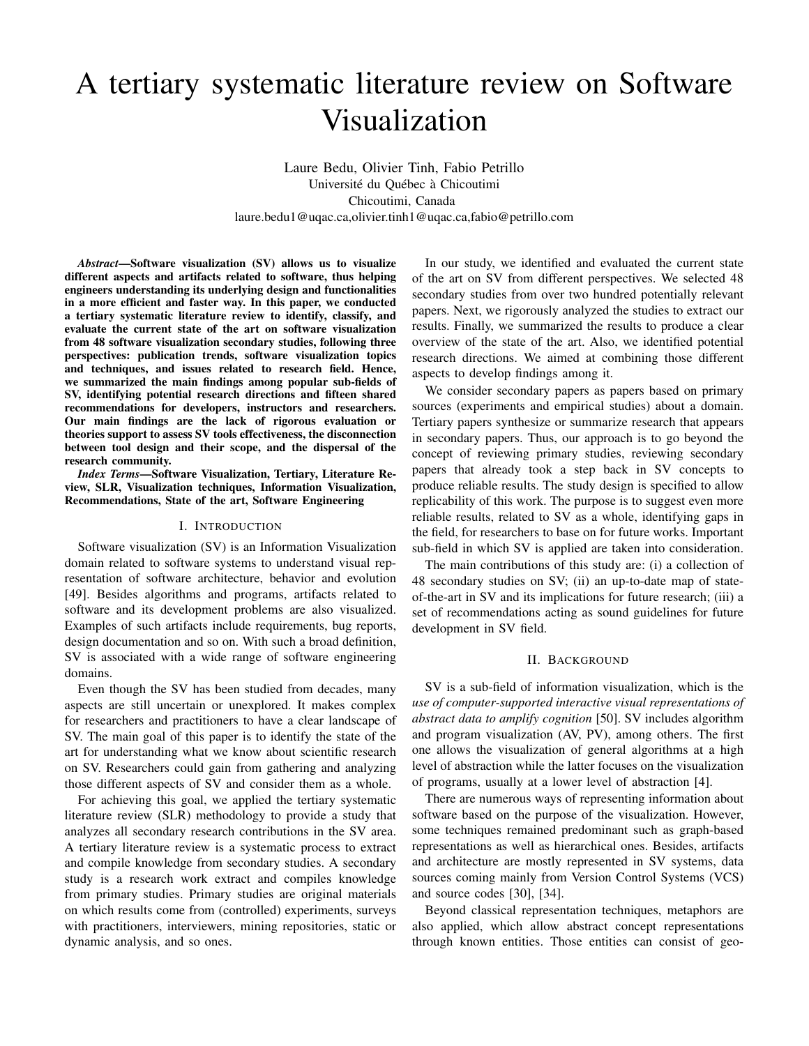# A tertiary systematic literature review on Software Visualization

Laure Bedu, Olivier Tinh, Fabio Petrillo
Université du Québec à Chicoutimi
Chicoutimi, Canada
laure.bedu1@uqac.ca,olivier.tinh1@uqac.ca,fabio@petrillo.com

***Abstract*—Software visualization (SV) allows us to visualize different aspects and artifacts related to software, thus helping engineers understanding its underlying design and functionalities in a more efficient and faster way. In this paper, we conducted a tertiary systematic literature review to identify, classify, and evaluate the current state of the art on software visualization from 48 software visualization secondary studies, following three perspectives: publication trends, software visualization topics and techniques, and issues related to research field. Hence, we summarized the main findings among popular sub-fields of SV, identifying potential research directions and fifteen shared recommendations for developers, instructors and researchers. Our main findings are the lack of rigorous evaluation or theories support to assess SV tools effectiveness, the disconnection between tool design and their scope, and the dispersal of the research community.**

***Index Terms*—Software Visualization, Tertiary, Literature Review, SLR, Visualization techniques, Information Visualization, Recommendations, State of the art, Software Engineering**

## I. Introduction

Software visualization (SV) is an Information Visualization domain related to software systems to understand visual representation of software architecture, behavior and evolution [49]. Besides algorithms and programs, artifacts related to software and its development problems are also visualized. Examples of such artifacts include requirements, bug reports, design documentation and so on. With such a broad definition, SV is associated with a wide range of software engineering domains.

Even though the SV has been studied from decades, many aspects are still uncertain or unexplored. It makes complex for researchers and practitioners to have a clear landscape of SV. The main goal of this paper is to identify the state of the art for understanding what we know about scientific research on SV. Researchers could gain from gathering and analyzing those different aspects of SV and consider them as a whole.

For achieving this goal, we applied the tertiary systematic literature review (SLR) methodology to provide a study that analyzes all secondary research contributions in the SV area. A tertiary literature review is a systematic process to extract and compile knowledge from secondary studies. A secondary study is a research work extract and compiles knowledge from primary studies. Primary studies are original materials on which results come from (controlled) experiments, surveys with practitioners, interviewers, mining repositories, static or dynamic analysis, and so ones.

In our study, we identified and evaluated the current state of the art on SV from different perspectives. We selected 48 secondary studies from over two hundred potentially relevant papers. Next, we rigorously analyzed the studies to extract our results. Finally, we summarized the results to produce a clear overview of the state of the art. Also, we identified potential research directions. We aimed at combining those different aspects to develop findings among it.

We consider secondary papers as papers based on primary sources (experiments and empirical studies) about a domain. Tertiary papers synthesize or summarize research that appears in secondary papers. Thus, our approach is to go beyond the concept of reviewing primary studies, reviewing secondary papers that already took a step back in SV concepts to produce reliable results. The study design is specified to allow replicability of this work. The purpose is to suggest even more reliable results, related to SV as a whole, identifying gaps in the field, for researchers to base on for future works. Important sub-field in which SV is applied are taken into consideration.

The main contributions of this study are: (i) a collection of 48 secondary studies on SV; (ii) an up-to-date map of state-of-the-art in SV and its implications for future research; (iii) a set of recommendations acting as sound guidelines for future development in SV field.

## II. Background

SV is a sub-field of information visualization, which is the *use of computer-supported interactive visual representations of abstract data to amplify cognition* [50]. SV includes algorithm and program visualization (AV, PV), among others. The first one allows the visualization of general algorithms at a high level of abstraction while the latter focuses on the visualization of programs, usually at a lower level of abstraction [4].

There are numerous ways of representing information about software based on the purpose of the visualization. However, some techniques remained predominant such as graph-based representations as well as hierarchical ones. Besides, artifacts and architecture are mostly represented in SV systems, data sources coming mainly from Version Control Systems (VCS) and source codes [30], [34].

Beyond classical representation techniques, metaphors are also applied, which allow abstract concept representations through known entities. Those entities can consist of geo-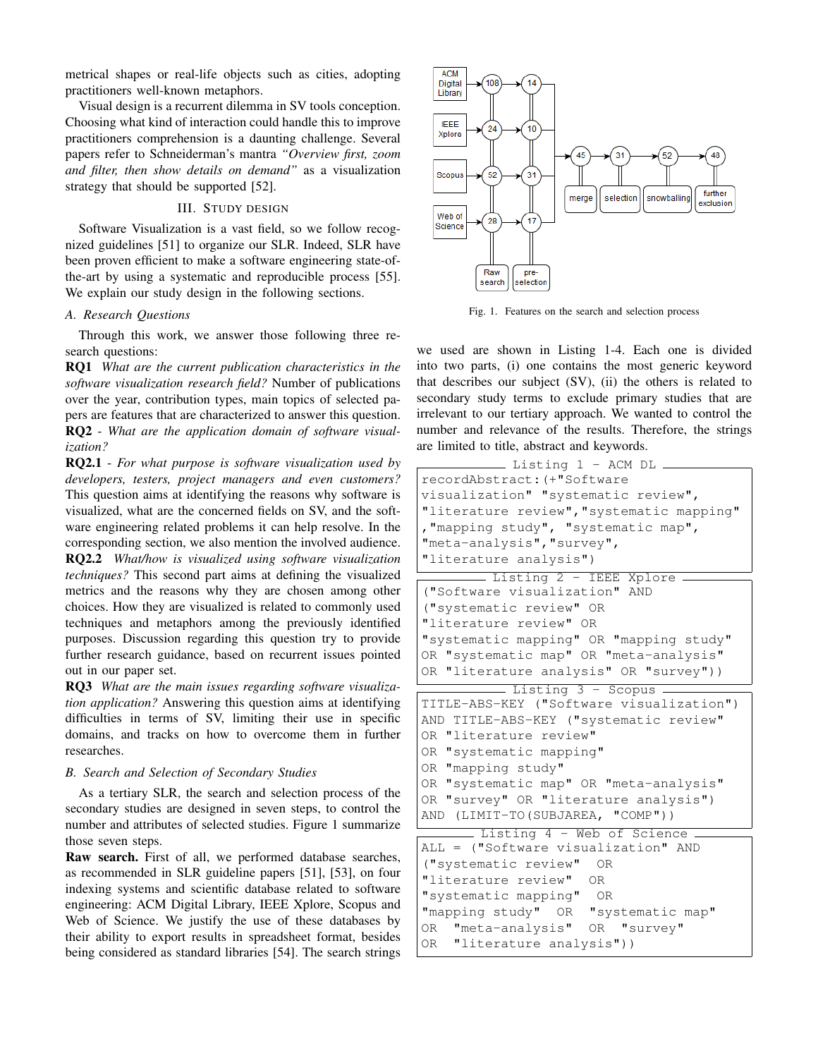metrical shapes or real-life objects such as cities, adopting practitioners well-known metaphors.

Visual design is a recurrent dilemma in SV tools conception. Choosing what kind of interaction could handle this to improve practitioners comprehension is a daunting challenge. Several papers refer to Schneiderman's mantra *"Overview first, zoom and filter, then show details on demand"* as a visualization strategy that should be supported [52].

## III. Study Design

Software Visualization is a vast field, so we follow recognized guidelines [51] to organize our SLR. Indeed, SLR have been proven efficient to make a software engineering state-of-the-art by using a systematic and reproducible process [55]. We explain our study design in the following sections.

### A. Research Questions

Through this work, we answer those following three research questions:

**RQ1** *What are the current publication characteristics in the software visualization research field?* Number of publications over the year, contribution types, main topics of selected papers are features that are characterized to answer this question.

**RQ2** - *What are the application domain of software visualization?*

**RQ2.1** - *For what purpose is software visualization used by developers, testers, project managers and even customers?* This question aims at identifying the reasons why software is visualized, what are the concerned fields on SV, and the software engineering related problems it can help resolve. In the corresponding section, we also mention the involved audience.

**RQ2.2** *What/how is visualized using software visualization techniques?* This second part aims at defining the visualized metrics and the reasons why they are chosen among other choices. How they are visualized is related to commonly used techniques and metaphors among the previously identified purposes. Discussion regarding this question try to provide further research guidance, based on recurrent issues pointed out in our paper set.

**RQ3** *What are the main issues regarding software visualization application?* Answering this question aims at identifying difficulties in terms of SV, limiting their use in specific domains, and tracks on how to overcome them in further researches.

### B. Search and Selection of Secondary Studies

As a tertiary SLR, the search and selection process of the secondary studies are designed in seven steps, to control the number and attributes of selected studies. Figure 1 summarize those seven steps.

**Raw search.** First of all, we performed database searches, as recommended in SLR guideline papers [51], [53], on four indexing systems and scientific database related to software engineering: ACM Digital Library, IEEE Xplore, Scopus and Web of Science. We justify the use of these databases by their ability to export results in spreadsheet format, besides being considered as standard libraries [54]. The search strings

Fig. 1. Features on the search and selection process

we used are shown in Listing 1-4. Each one is divided into two parts, (i) one contains the most generic keyword that describes our subject (SV), (ii) the others is related to secondary study terms to exclude primary studies that are irrelevant to our tertiary approach. We wanted to control the number and relevance of the results. Therefore, the strings are limited to title, abstract and keywords.

Listing 1 – ACM DL

```
recordAbstract:(+"Software
visualization" "systematic review",
"literature review","systematic mapping"
,"mapping study", "systematic map",
"meta-analysis","survey",
"literature analysis")
```

Listing 2 – IEEE Xplore

```
("Software visualization" AND
("systematic review" OR
"literature review" OR
"systematic mapping" OR "mapping study"
OR "systematic map" OR "meta-analysis"
OR "literature analysis" OR "survey"))
```

Listing 3 – Scopus

```
TITLE-ABS-KEY ("Software visualization")
AND TITLE-ABS-KEY ("systematic review"
OR "literature review"
OR "systematic mapping"
OR "mapping study"
OR "systematic map" OR "meta-analysis"
OR "survey" OR "literature analysis")
AND (LIMIT-TO(SUBJAREA, "COMP"))
```

Listing 4 – Web of Science

```
ALL = ("Software visualization" AND
("systematic review"  OR
"literature review"  OR
"systematic mapping"  OR
"mapping study"  OR  "systematic map"
OR  "meta-analysis"  OR  "survey"
OR  "literature analysis"))
```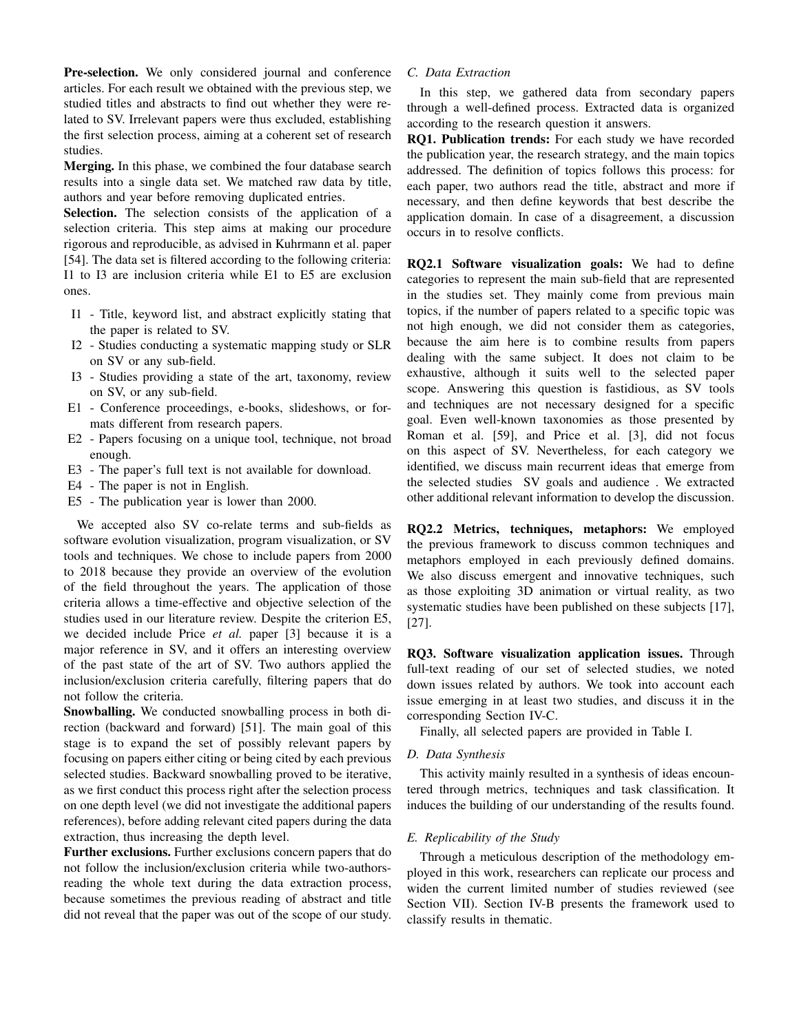**Pre-selection.** We only considered journal and conference articles. For each result we obtained with the previous step, we studied titles and abstracts to find out whether they were related to SV. Irrelevant papers were thus excluded, establishing the first selection process, aiming at a coherent set of research studies.

**Merging.** In this phase, we combined the four database search results into a single data set. We matched raw data by title, authors and year before removing duplicated entries.

**Selection.** The selection consists of the application of a selection criteria. This step aims at making our procedure rigorous and reproducible, as advised in Kuhrmann et al. paper [54]. The data set is filtered according to the following criteria: I1 to I3 are inclusion criteria while E1 to E5 are exclusion ones.

- I1 - Title, keyword list, and abstract explicitly stating that the paper is related to SV.
- I2 - Studies conducting a systematic mapping study or SLR on SV or any sub-field.
- I3 - Studies providing a state of the art, taxonomy, review on SV, or any sub-field.
- E1 - Conference proceedings, e-books, slideshows, or formats different from research papers.
- E2 - Papers focusing on a unique tool, technique, not broad enough.
- E3 - The paper's full text is not available for download.
- E4 - The paper is not in English.
- E5 - The publication year is lower than 2000.

We accepted also SV co-relate terms and sub-fields as software evolution visualization, program visualization, or SV tools and techniques. We chose to include papers from 2000 to 2018 because they provide an overview of the evolution of the field throughout the years. The application of those criteria allows a time-effective and objective selection of the studies used in our literature review. Despite the criterion E5, we decided include Price *et al.* paper [3] because it is a major reference in SV, and it offers an interesting overview of the past state of the art of SV. Two authors applied the inclusion/exclusion criteria carefully, filtering papers that do not follow the criteria.

**Snowballing.** We conducted snowballing process in both direction (backward and forward) [51]. The main goal of this stage is to expand the set of possibly relevant papers by focusing on papers either citing or being cited by each previous selected studies. Backward snowballing proved to be iterative, as we first conduct this process right after the selection process on one depth level (we did not investigate the additional papers references), before adding relevant cited papers during the data extraction, thus increasing the depth level.

**Further exclusions.** Further exclusions concern papers that do not follow the inclusion/exclusion criteria while two-authors-reading the whole text during the data extraction process, because sometimes the previous reading of abstract and title did not reveal that the paper was out of the scope of our study.

### C. Data Extraction

In this step, we gathered data from secondary papers through a well-defined process. Extracted data is organized according to the research question it answers.

**RQ1. Publication trends:** For each study we have recorded the publication year, the research strategy, and the main topics addressed. The definition of topics follows this process: for each paper, two authors read the title, abstract and more if necessary, and then define keywords that best describe the application domain. In case of a disagreement, a discussion occurs in to resolve conflicts.

**RQ2.1 Software visualization goals:** We had to define categories to represent the main sub-field that are represented in the studies set. They mainly come from previous main topics, if the number of papers related to a specific topic was not high enough, we did not consider them as categories, because the aim here is to combine results from papers dealing with the same subject. It does not claim to be exhaustive, although it suits well to the selected paper scope. Answering this question is fastidious, as SV tools and techniques are not necessary designed for a specific goal. Even well-known taxonomies as those presented by Roman et al. [59], and Price et al. [3], did not focus on this aspect of SV. Nevertheless, for each category we identified, we discuss main recurrent ideas that emerge from the selected studies SV goals and audience . We extracted other additional relevant information to develop the discussion.

**RQ2.2 Metrics, techniques, metaphors:** We employed the previous framework to discuss common techniques and metaphors employed in each previously defined domains. We also discuss emergent and innovative techniques, such as those exploiting 3D animation or virtual reality, as two systematic studies have been published on these subjects [17], [27].

**RQ3. Software visualization application issues.** Through full-text reading of our set of selected studies, we noted down issues related by authors. We took into account each issue emerging in at least two studies, and discuss it in the corresponding Section IV-C.

Finally, all selected papers are provided in Table I.

### D. Data Synthesis

This activity mainly resulted in a synthesis of ideas encountered through metrics, techniques and task classification. It induces the building of our understanding of the results found.

### E. Replicability of the Study

Through a meticulous description of the methodology employed in this work, researchers can replicate our process and widen the current limited number of studies reviewed (see Section VII). Section IV-B presents the framework used to classify results in thematic.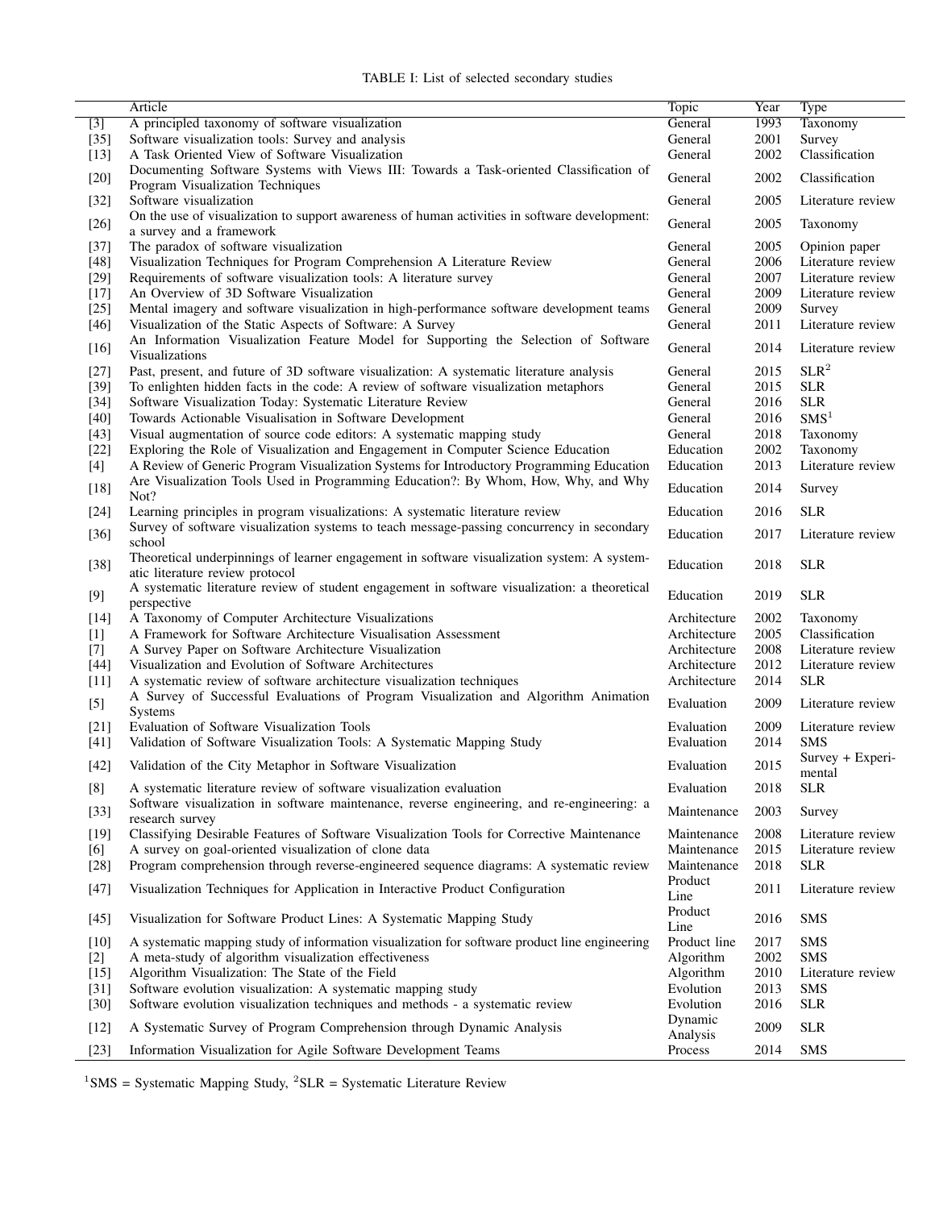TABLE I: List of selected secondary studies

| | Article | Topic | Year | Type |
|---|---|---|---|---|
| [3] | A principled taxonomy of software visualization | General | 1993 | Taxonomy |
| [35] | Software visualization tools: Survey and analysis | General | 2001 | Survey |
| [13] | A Task Oriented View of Software Visualization | General | 2002 | Classification |
| [20] | Documenting Software Systems with Views III: Towards a Task-oriented Classification of Program Visualization Techniques | General | 2002 | Classification |
| [32] | Software visualization | General | 2005 | Literature review |
| [26] | On the use of visualization to support awareness of human activities in software development: a survey and a framework | General | 2005 | Taxonomy |
| [37] | The paradox of software visualization | General | 2005 | Opinion paper |
| [48] | Visualization Techniques for Program Comprehension A Literature Review | General | 2006 | Literature review |
| [29] | Requirements of software visualization tools: A literature survey | General | 2007 | Literature review |
| [17] | An Overview of 3D Software Visualization | General | 2009 | Literature review |
| [25] | Mental imagery and software visualization in high-performance software development teams | General | 2009 | Survey |
| [46] | Visualization of the Static Aspects of Software: A Survey | General | 2011 | Literature review |
| [16] | An Information Visualization Feature Model for Supporting the Selection of Software Visualizations | General | 2014 | Literature review |
| [27] | Past, present, and future of 3D software visualization: A systematic literature analysis | General | 2015 | SLR[2] |
| [39] | To enlighten hidden facts in the code: A review of software visualization metaphors | General | 2015 | SLR |
| [34] | Software Visualization Today: Systematic Literature Review | General | 2016 | SLR |
| [40] | Towards Actionable Visualisation in Software Development | General | 2016 | SMS[1] |
| [43] | Visual augmentation of source code editors: A systematic mapping study | General | 2018 | Taxonomy |
| [22] | Exploring the Role of Visualization and Engagement in Computer Science Education | Education | 2002 | Taxonomy |
| [4] | A Review of Generic Program Visualization Systems for Introductory Programming Education | Education | 2013 | Literature review |
| [18] | Are Visualization Tools Used in Programming Education?: By Whom, How, Why, and Why Not? | Education | 2014 | Survey |
| [24] | Learning principles in program visualizations: A systematic literature review | Education | 2016 | SLR |
| [36] | Survey of software visualization systems to teach message-passing concurrency in secondary school | Education | 2017 | Literature review |
| [38] | Theoretical underpinnings of learner engagement in software visualization system: A systematic literature review protocol | Education | 2018 | SLR |
| [9] | A systematic literature review of student engagement in software visualization: a theoretical perspective | Education | 2019 | SLR |
| [14] | A Taxonomy of Computer Architecture Visualizations | Architecture | 2002 | Taxonomy |
| [1] | A Framework for Software Architecture Visualisation Assessment | Architecture | 2005 | Classification |
| [7] | A Survey Paper on Software Architecture Visualization | Architecture | 2008 | Literature review |
| [44] | Visualization and Evolution of Software Architectures | Architecture | 2012 | Literature review |
| [11] | A systematic review of software architecture visualization techniques | Architecture | 2014 | SLR |
| [5] | A Survey of Successful Evaluations of Program Visualization and Algorithm Animation Systems | Evaluation | 2009 | Literature review |
| [21] | Evaluation of Software Visualization Tools | Evaluation | 2009 | Literature review |
| [41] | Validation of Software Visualization Tools: A Systematic Mapping Study | Evaluation | 2014 | SMS |
| [42] | Validation of the City Metaphor in Software Visualization | Evaluation | 2015 | Survey + Experimental |
| [8] | A systematic literature review of software visualization evaluation | Evaluation | 2018 | SLR |
| [33] | Software visualization in software maintenance, reverse engineering, and re-engineering: a research survey | Maintenance | 2003 | Survey |
| [19] | Classifying Desirable Features of Software Visualization Tools for Corrective Maintenance | Maintenance | 2008 | Literature review |
| [6] | A survey on goal-oriented visualization of clone data | Maintenance | 2015 | Literature review |
| [28] | Program comprehension through reverse-engineered sequence diagrams: A systematic review | Maintenance | 2018 | SLR |
| [47] | Visualization Techniques for Application in Interactive Product Configuration | Product Line | 2011 | Literature review |
| [45] | Visualization for Software Product Lines: A Systematic Mapping Study | Product Line | 2016 | SMS |
| [10] | A systematic mapping study of information visualization for software product line engineering | Product line | 2017 | SMS |
| [2] | A meta-study of algorithm visualization effectiveness | Algorithm | 2002 | SMS |
| [15] | Algorithm Visualization: The State of the Field | Algorithm | 2010 | Literature review |
| [31] | Software evolution visualization: A systematic mapping study | Evolution | 2013 | SMS |
| [30] | Software evolution visualization techniques and methods - a systematic review | Evolution | 2016 | SLR |
| [12] | A Systematic Survey of Program Comprehension through Dynamic Analysis | Dynamic Analysis | 2009 | SLR |
| [23] | Information Visualization for Agile Software Development Teams | Process | 2014 | SMS |

[1]SMS = Systematic Mapping Study, [2]SLR = Systematic Literature Review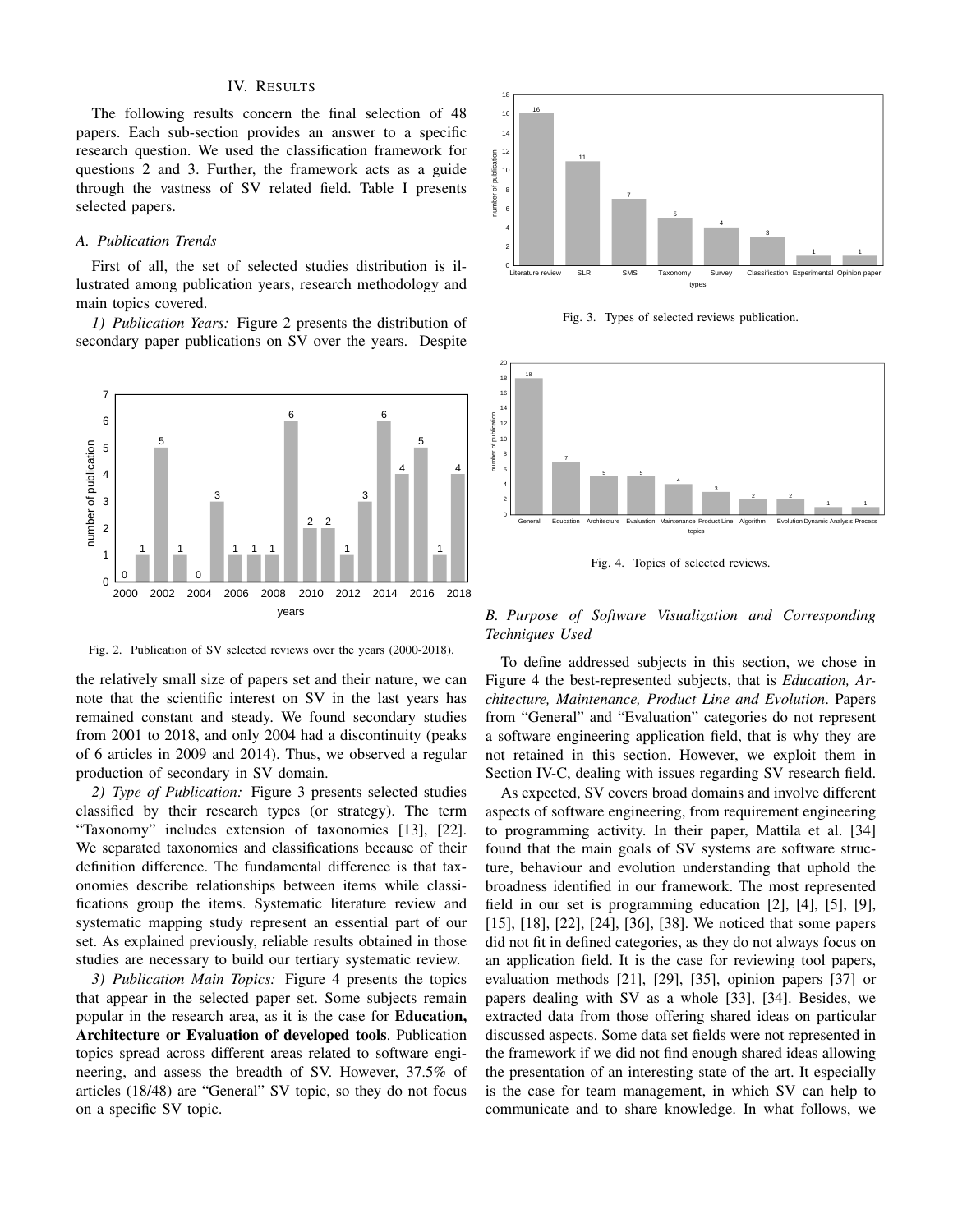## IV. Results

The following results concern the final selection of 48 papers. Each sub-section provides an answer to a specific research question. We used the classification framework for questions 2 and 3. Further, the framework acts as a guide through the vastness of SV related field. Table I presents selected papers.

### A. Publication Trends

First of all, the set of selected studies distribution is illustrated among publication years, research methodology and main topics covered.

*1) Publication Years:* Figure 2 presents the distribution of secondary paper publications on SV over the years. Despite the relatively small size of papers set and their nature, we can note that the scientific interest on SV in the last years has remained constant and steady. We found secondary studies from 2001 to 2018, and only 2004 had a discontinuity (peaks of 6 articles in 2009 and 2014). Thus, we observed a regular production of secondary in SV domain.

Fig. 2. Publication of SV selected reviews over the years (2000-2018).

*2) Type of Publication:* Figure 3 presents selected studies classified by their research types (or strategy). The term "Taxonomy" includes extension of taxonomies [13], [22]. We separated taxonomies and classifications because of their definition difference. The fundamental difference is that taxonomies describe relationships between items while classifications group the items. Systematic literature review and systematic mapping study represent an essential part of our set. As explained previously, reliable results obtained in those studies are necessary to build our tertiary systematic review.

*3) Publication Main Topics:* Figure 4 presents the topics that appear in the selected paper set. Some subjects remain popular in the research area, as it is the case for **Education, Architecture or Evaluation of developed tools**. Publication topics spread across different areas related to software engineering, and assess the breadth of SV. However, 37.5% of articles (18/48) are "General" SV topic, so they do not focus on a specific SV topic.

Fig. 3. Types of selected reviews publication.

Fig. 4. Topics of selected reviews.

### B. Purpose of Software Visualization and Corresponding Techniques Used

To define addressed subjects in this section, we chose in Figure 4 the best-represented subjects, that is *Education, Architecture, Maintenance, Product Line and Evolution*. Papers from "General" and "Evaluation" categories do not represent a software engineering application field, that is why they are not retained in this section. However, we exploit them in Section IV-C, dealing with issues regarding SV research field.

As expected, SV covers broad domains and involve different aspects of software engineering, from requirement engineering to programming activity. In their paper, Mattila et al. [34] found that the main goals of SV systems are software structure, behaviour and evolution understanding that uphold the broadness identified in our framework. The most represented field in our set is programming education [2], [4], [5], [9], [15], [18], [22], [24], [36], [38]. We noticed that some papers did not fit in defined categories, as they do not always focus on an application field. It is the case for reviewing tool papers, evaluation methods [21], [29], [35], opinion papers [37] or papers dealing with SV as a whole [33], [34]. Besides, we extracted data from those offering shared ideas on particular discussed aspects. Some data set fields were not represented in the framework if we did not find enough shared ideas allowing the presentation of an interesting state of the art. It especially is the case for team management, in which SV can help to communicate and to share knowledge. In what follows, we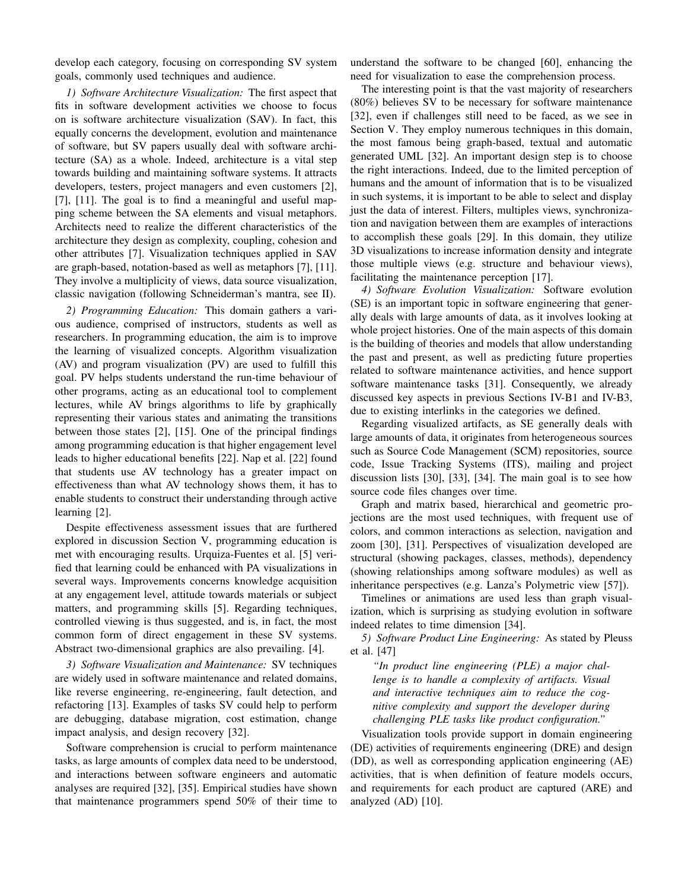develop each category, focusing on corresponding SV system goals, commonly used techniques and audience.

*1) Software Architecture Visualization:* The first aspect that fits in software development activities we choose to focus on is software architecture visualization (SAV). In fact, this equally concerns the development, evolution and maintenance of software, but SV papers usually deal with software architecture (SA) as a whole. Indeed, architecture is a vital step towards building and maintaining software systems. It attracts developers, testers, project managers and even customers [2], [7], [11]. The goal is to find a meaningful and useful mapping scheme between the SA elements and visual metaphors. Architects need to realize the different characteristics of the architecture they design as complexity, coupling, cohesion and other attributes [7]. Visualization techniques applied in SAV are graph-based, notation-based as well as metaphors [7], [11]. They involve a multiplicity of views, data source visualization, classic navigation (following Schneiderman's mantra, see II).

*2) Programming Education:* This domain gathers a various audience, comprised of instructors, students as well as researchers. In programming education, the aim is to improve the learning of visualized concepts. Algorithm visualization (AV) and program visualization (PV) are used to fulfill this goal. PV helps students understand the run-time behaviour of other programs, acting as an educational tool to complement lectures, while AV brings algorithms to life by graphically representing their various states and animating the transitions between those states [2], [15]. One of the principal findings among programming education is that higher engagement level leads to higher educational benefits [22]. Nap et al. [22] found that students use AV technology has a greater impact on effectiveness than what AV technology shows them, it has to enable students to construct their understanding through active learning [2].

Despite effectiveness assessment issues that are furthered explored in discussion Section V, programming education is met with encouraging results. Urquiza-Fuentes et al. [5] verified that learning could be enhanced with PA visualizations in several ways. Improvements concerns knowledge acquisition at any engagement level, attitude towards materials or subject matters, and programming skills [5]. Regarding techniques, controlled viewing is thus suggested, and is, in fact, the most common form of direct engagement in these SV systems. Abstract two-dimensional graphics are also prevailing. [4].

*3) Software Visualization and Maintenance:* SV techniques are widely used in software maintenance and related domains, like reverse engineering, re-engineering, fault detection, and refactoring [13]. Examples of tasks SV could help to perform are debugging, database migration, cost estimation, change impact analysis, and design recovery [32].

Software comprehension is crucial to perform maintenance tasks, as large amounts of complex data need to be understood, and interactions between software engineers and automatic analyses are required [32], [35]. Empirical studies have shown that maintenance programmers spend 50% of their time to understand the software to be changed [60], enhancing the need for visualization to ease the comprehension process.

The interesting point is that the vast majority of researchers (80%) believes SV to be necessary for software maintenance [32], even if challenges still need to be faced, as we see in Section V. They employ numerous techniques in this domain, the most famous being graph-based, textual and automatic generated UML [32]. An important design step is to choose the right interactions. Indeed, due to the limited perception of humans and the amount of information that is to be visualized in such systems, it is important to be able to select and display just the data of interest. Filters, multiples views, synchronization and navigation between them are examples of interactions to accomplish these goals [29]. In this domain, they utilize 3D visualizations to increase information density and integrate those multiple views (e.g. structure and behaviour views), facilitating the maintenance perception [17].

*4) Software Evolution Visualization:* Software evolution (SE) is an important topic in software engineering that generally deals with large amounts of data, as it involves looking at whole project histories. One of the main aspects of this domain is the building of theories and models that allow understanding the past and present, as well as predicting future properties related to software maintenance activities, and hence support software maintenance tasks [31]. Consequently, we already discussed key aspects in previous Sections IV-B1 and IV-B3, due to existing interlinks in the categories we defined.

Regarding visualized artifacts, as SE generally deals with large amounts of data, it originates from heterogeneous sources such as Source Code Management (SCM) repositories, source code, Issue Tracking Systems (ITS), mailing and project discussion lists [30], [33], [34]. The main goal is to see how source code files changes over time.

Graph and matrix based, hierarchical and geometric projections are the most used techniques, with frequent use of colors, and common interactions as selection, navigation and zoom [30], [31]. Perspectives of visualization developed are structural (showing packages, classes, methods), dependency (showing relationships among software modules) as well as inheritance perspectives (e.g. Lanza's Polymetric view [57]).

Timelines or animations are used less than graph visualization, which is surprising as studying evolution in software indeed relates to time dimension [34].

*5) Software Product Line Engineering:* As stated by Pleuss et al. [47]

> *"In product line engineering (PLE) a major challenge is to handle a complexity of artifacts. Visual and interactive techniques aim to reduce the cognitive complexity and support the developer during challenging PLE tasks like product configuration."*

Visualization tools provide support in domain engineering (DE) activities of requirements engineering (DRE) and design (DD), as well as corresponding application engineering (AE) activities, that is when definition of feature models occurs, and requirements for each product are captured (ARE) and analyzed (AD) [10].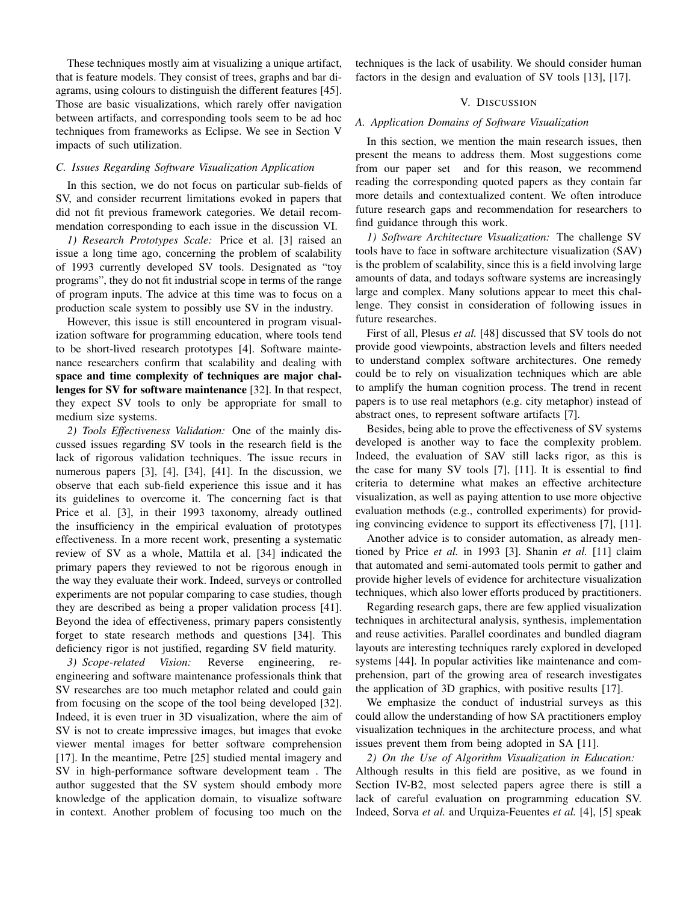These techniques mostly aim at visualizing a unique artifact, that is feature models. They consist of trees, graphs and bar diagrams, using colours to distinguish the different features [45]. Those are basic visualizations, which rarely offer navigation between artifacts, and corresponding tools seem to be ad hoc techniques from frameworks as Eclipse. We see in Section V impacts of such utilization.

### *C. Issues Regarding Software Visualization Application*

In this section, we do not focus on particular sub-fields of SV, and consider recurrent limitations evoked in papers that did not fit previous framework categories. We detail recommendation corresponding to each issue in the discussion VI.

*1) Research Prototypes Scale:* Price et al. [3] raised an issue a long time ago, concerning the problem of scalability of 1993 currently developed SV tools. Designated as "toy programs", they do not fit industrial scope in terms of the range of program inputs. The advice at this time was to focus on a production scale system to possibly use SV in the industry.

However, this issue is still encountered in program visualization software for programming education, where tools tend to be short-lived research prototypes [4]. Software maintenance researchers confirm that scalability and dealing with **space and time complexity of techniques are major challenges for SV for software maintenance** [32]. In that respect, they expect SV tools to only be appropriate for small to medium size systems.

*2) Tools Effectiveness Validation:* One of the mainly discussed issues regarding SV tools in the research field is the lack of rigorous validation techniques. The issue recurs in numerous papers [3], [4], [34], [41]. In the discussion, we observe that each sub-field experience this issue and it has its guidelines to overcome it. The concerning fact is that Price et al. [3], in their 1993 taxonomy, already outlined the insufficiency in the empirical evaluation of prototypes effectiveness. In a more recent work, presenting a systematic review of SV as a whole, Mattila et al. [34] indicated the primary papers they reviewed to not be rigorous enough in the way they evaluate their work. Indeed, surveys or controlled experiments are not popular comparing to case studies, though they are described as being a proper validation process [41]. Beyond the idea of effectiveness, primary papers consistently forget to state research methods and questions [34]. This deficiency rigor is not justified, regarding SV field maturity.

*3) Scope-related Vision:* Reverse engineering, re-engineering and software maintenance professionals think that SV researches are too much metaphor related and could gain from focusing on the scope of the tool being developed [32]. Indeed, it is even truer in 3D visualization, where the aim of SV is not to create impressive images, but images that evoke viewer mental images for better software comprehension [17]. In the meantime, Petre [25] studied mental imagery and SV in high-performance software development team . The author suggested that the SV system should embody more knowledge of the application domain, to visualize software in context. Another problem of focusing too much on the techniques is the lack of usability. We should consider human factors in the design and evaluation of SV tools [13], [17].

## V. Discussion

### *A. Application Domains of Software Visualization*

In this section, we mention the main research issues, then present the means to address them. Most suggestions come from our paper set  and for this reason, we recommend reading the corresponding quoted papers as they contain far more details and contextualized content. We often introduce future research gaps and recommendation for researchers to find guidance through this work.

*1) Software Architecture Visualization:* The challenge SV tools have to face in software architecture visualization (SAV) is the problem of scalability, since this is a field involving large amounts of data, and todays software systems are increasingly large and complex. Many solutions appear to meet this challenge. They consist in consideration of following issues in future researches.

First of all, Plesus *et al.* [48] discussed that SV tools do not provide good viewpoints, abstraction levels and filters needed to understand complex software architectures. One remedy could be to rely on visualization techniques which are able to amplify the human cognition process. The trend in recent papers is to use real metaphors (e.g. city metaphor) instead of abstract ones, to represent software artifacts [7].

Besides, being able to prove the effectiveness of SV systems developed is another way to face the complexity problem. Indeed, the evaluation of SAV still lacks rigor, as this is the case for many SV tools [7], [11]. It is essential to find criteria to determine what makes an effective architecture visualization, as well as paying attention to use more objective evaluation methods (e.g., controlled experiments) for providing convincing evidence to support its effectiveness [7], [11].

Another advice is to consider automation, as already mentioned by Price *et al.* in 1993 [3]. Shanin *et al.* [11] claim that automated and semi-automated tools permit to gather and provide higher levels of evidence for architecture visualization techniques, which also lower efforts produced by practitioners.

Regarding research gaps, there are few applied visualization techniques in architectural analysis, synthesis, implementation and reuse activities. Parallel coordinates and bundled diagram layouts are interesting techniques rarely explored in developed systems [44]. In popular activities like maintenance and comprehension, part of the growing area of research investigates the application of 3D graphics, with positive results [17].

We emphasize the conduct of industrial surveys as this could allow the understanding of how SA practitioners employ visualization techniques in the architecture process, and what issues prevent them from being adopted in SA [11].

*2) On the Use of Algorithm Visualization in Education:* Although results in this field are positive, as we found in Section IV-B2, most selected papers agree there is still a lack of careful evaluation on programming education SV. Indeed, Sorva *et al.* and Urquiza-Feuentes *et al.* [4], [5] speak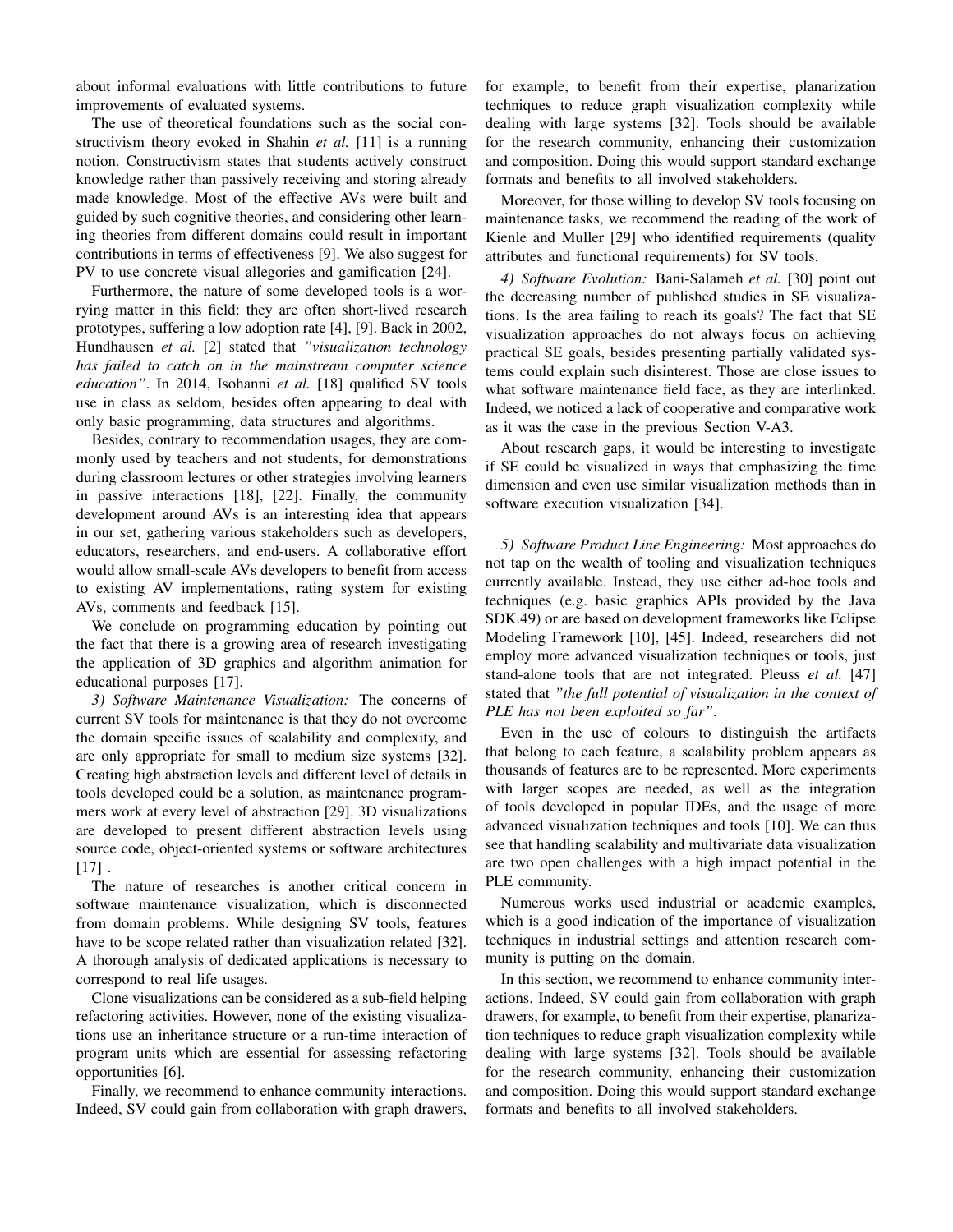about informal evaluations with little contributions to future improvements of evaluated systems.

The use of theoretical foundations such as the social constructivism theory evoked in Shahin *et al.* [11] is a running notion. Constructivism states that students actively construct knowledge rather than passively receiving and storing already made knowledge. Most of the effective AVs were built and guided by such cognitive theories, and considering other learning theories from different domains could result in important contributions in terms of effectiveness [9]. We also suggest for PV to use concrete visual allegories and gamification [24].

Furthermore, the nature of some developed tools is a worrying matter in this field: they are often short-lived research prototypes, suffering a low adoption rate [4], [9]. Back in 2002, Hundhausen *et al.* [2] stated that *"visualization technology has failed to catch on in the mainstream computer science education"*. In 2014, Isohanni *et al.* [18] qualified SV tools use in class as seldom, besides often appearing to deal with only basic programming, data structures and algorithms.

Besides, contrary to recommendation usages, they are commonly used by teachers and not students, for demonstrations during classroom lectures or other strategies involving learners in passive interactions [18], [22]. Finally, the community development around AVs is an interesting idea that appears in our set, gathering various stakeholders such as developers, educators, researchers, and end-users. A collaborative effort would allow small-scale AVs developers to benefit from access to existing AV implementations, rating system for existing AVs, comments and feedback [15].

We conclude on programming education by pointing out the fact that there is a growing area of research investigating the application of 3D graphics and algorithm animation for educational purposes [17].

*3) Software Maintenance Visualization:* The concerns of current SV tools for maintenance is that they do not overcome the domain specific issues of scalability and complexity, and are only appropriate for small to medium size systems [32]. Creating high abstraction levels and different level of details in tools developed could be a solution, as maintenance programmers work at every level of abstraction [29]. 3D visualizations are developed to present different abstraction levels using source code, object-oriented systems or software architectures [17] .

The nature of researches is another critical concern in software maintenance visualization, which is disconnected from domain problems. While designing SV tools, features have to be scope related rather than visualization related [32]. A thorough analysis of dedicated applications is necessary to correspond to real life usages.

Clone visualizations can be considered as a sub-field helping refactoring activities. However, none of the existing visualizations use an inheritance structure or a run-time interaction of program units which are essential for assessing refactoring opportunities [6].

Finally, we recommend to enhance community interactions. Indeed, SV could gain from collaboration with graph drawers, for example, to benefit from their expertise, planarization techniques to reduce graph visualization complexity while dealing with large systems [32]. Tools should be available for the research community, enhancing their customization and composition. Doing this would support standard exchange formats and benefits to all involved stakeholders.

Moreover, for those willing to develop SV tools focusing on maintenance tasks, we recommend the reading of the work of Kienle and Muller [29] who identified requirements (quality attributes and functional requirements) for SV tools.

*4) Software Evolution:* Bani-Salameh *et al.* [30] point out the decreasing number of published studies in SE visualizations. Is the area failing to reach its goals? The fact that SE visualization approaches do not always focus on achieving practical SE goals, besides presenting partially validated systems could explain such disinterest. These are close issues to what software maintenance field face, as they are interlinked. Indeed, we noticed a lack of cooperative and comparative work as it was the case in the previous Section V-A3.

About research gaps, it would be interesting to investigate if SE could be visualized in ways that emphasizing the time dimension and even use similar visualization methods than in software execution visualization [34].

*5) Software Product Line Engineering:* Most approaches do not tap on the wealth of tooling and visualization techniques currently available. Instead, they use either ad-hoc tools and techniques (e.g. basic graphics APIs provided by the Java SDK.49) or are based on development frameworks like Eclipse Modeling Framework [10], [45]. Indeed, researchers did not employ more advanced visualization techniques or tools, just stand-alone tools that are not integrated. Pleuss *et al.* [47] stated that *"the full potential of visualization in the context of PLE has not been exploited so far"*.

Even in the use of colours to distinguish the artifacts that belong to each feature, a scalability problem appears as thousands of features are to be represented. More experiments with larger scopes are needed, as well as the integration of tools developed in popular IDEs, and the usage of more advanced visualization techniques and tools [10]. We can thus see that handling scalability and multivariate data visualization are two open challenges with a high impact potential in the PLE community.

Numerous works used industrial or academic examples, which is a good indication of the importance of visualization techniques in industrial settings and attention research community is putting on the domain.

In this section, we recommend to enhance community interactions. Indeed, SV could gain from collaboration with graph drawers, for example, to benefit from their expertise, planarization techniques to reduce graph visualization complexity while dealing with large systems [32]. Tools should be available for the research community, enhancing their customization and composition. Doing this would support standard exchange formats and benefits to all involved stakeholders.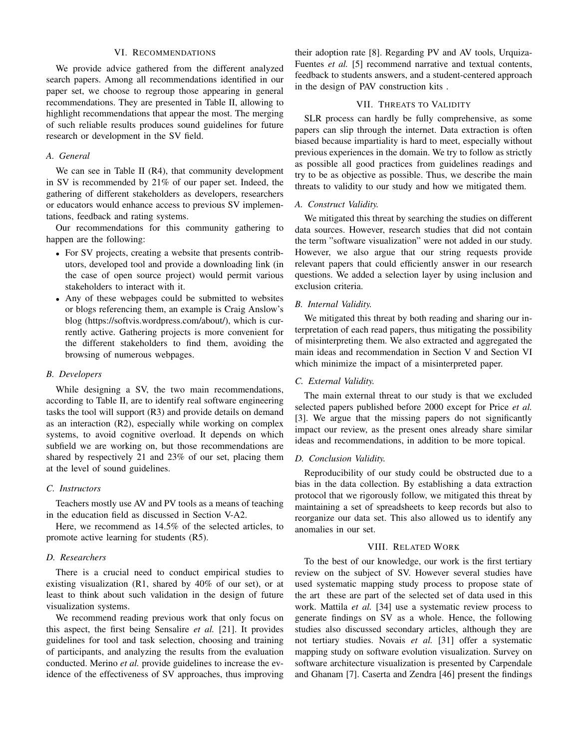## VI. Recommendations

We provide advice gathered from the different analyzed search papers. Among all recommendations identified in our paper set, we choose to regroup those appearing in general recommendations. They are presented in Table II, allowing to highlight recommendations that appear the most. The merging of such reliable results produces sound guidelines for future research or development in the SV field.

### A. General

We can see in Table II (R4), that community development in SV is recommended by 21% of our paper set. Indeed, the gathering of different stakeholders as developers, researchers or educators would enhance access to previous SV implementations, feedback and rating systems.

Our recommendations for this community gathering to happen are the following:

- For SV projects, creating a website that presents contributors, developed tool and provide a downloading link (in the case of open source project) would permit various stakeholders to interact with it.
- Any of these webpages could be submitted to websites or blogs referencing them, an example is Craig Anslow's blog (https://softvis.wordpress.com/about/), which is currently active. Gathering projects is more convenient for the different stakeholders to find them, avoiding the browsing of numerous webpages.

### B. Developers

While designing a SV, the two main recommendations, according to Table II, are to identify real software engineering tasks the tool will support (R3) and provide details on demand as an interaction (R2), especially while working on complex systems, to avoid cognitive overload. It depends on which subfield we are working on, but those recommendations are shared by respectively 21 and 23% of our set, placing them at the level of sound guidelines.

### C. Instructors

Teachers mostly use AV and PV tools as a means of teaching in the education field as discussed in Section V-A2.

Here, we recommend as 14.5% of the selected articles, to promote active learning for students (R5).

### D. Researchers

There is a crucial need to conduct empirical studies to existing visualization (R1, shared by 40% of our set), or at least to think about such validation in the design of future visualization systems.

We recommend reading previous work that only focus on this aspect, the first being Sensalire *et al.* [21]. It provides guidelines for tool and task selection, choosing and training of participants, and analyzing the results from the evaluation conducted. Merino *et al.* provide guidelines to increase the evidence of the effectiveness of SV approaches, thus improving their adoption rate [8]. Regarding PV and AV tools, Urquiza-Fuentes *et al.* [5] recommend narrative and textual contents, feedback to students answers, and a student-centered approach in the design of PAV construction kits .

## VII. Threats to Validity

SLR process can hardly be fully comprehensive, as some papers can slip through the internet. Data extraction is often biased because impartiality is hard to meet, especially without previous experiences in the domain. We try to follow as strictly as possible all good practices from guidelines readings and try to be as objective as possible. Thus, we describe the main threats to validity to our study and how we mitigated them.

### A. Construct Validity.

We mitigated this threat by searching the studies on different data sources. However, research studies that did not contain the term "software visualization" were not added in our study. However, we also argue that our string requests provide relevant papers that could efficiently answer in our research questions. We added a selection layer by using inclusion and exclusion criteria.

### B. Internal Validity.

We mitigated this threat by both reading and sharing our interpretation of each read papers, thus mitigating the possibility of misinterpreting them. We also extracted and aggregated the main ideas and recommendation in Section V and Section VI which minimize the impact of a misinterpreted paper.

### C. External Validity.

The main external threat to our study is that we excluded selected papers published before 2000 except for Price *et al.* [3]. We argue that the missing papers do not significantly impact our review, as the present ones already share similar ideas and recommendations, in addition to be more topical.

### D. Conclusion Validity.

Reproducibility of our study could be obstructed due to a bias in the data collection. By establishing a data extraction protocol that we rigorously follow, we mitigated this threat by maintaining a set of spreadsheets to keep records but also to reorganize our data set. This also allowed us to identify any anomalies in our set.

## VIII. Related Work

To the best of our knowledge, our work is the first tertiary review on the subject of SV. However several studies have used systematic mapping study process to propose state of the art these are part of the selected set of data used in this work. Mattila *et al.* [34] use a systematic review process to generate findings on SV as a whole. Hence, the following studies also discussed secondary articles, although they are not tertiary studies. Novais *et al.* [31] offer a systematic mapping study on software evolution visualization. Survey on software architecture visualization is presented by Carpendale and Ghanam [7]. Caserta and Zendra [46] present the findings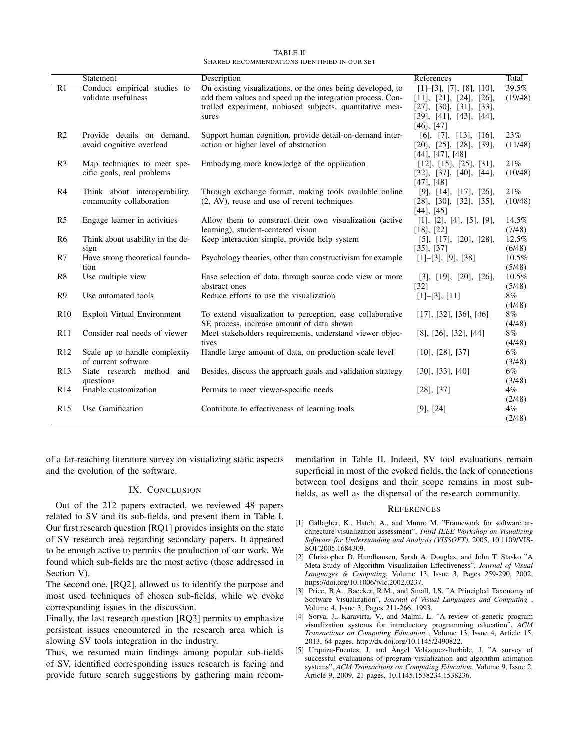TABLE II
SHARED RECOMMENDATIONS IDENTIFIED IN OUR SET

| | Statement | Description | References | Total |
|---|---|---|---|---|
| R1 | Conduct empirical studies to validate usefulness | On existing visualizations, or the ones being developed, to add them values and speed up the integration process. Controlled experiment, unbiased subjects, quantitative measures | [1]–[3], [7], [8], [10], [11], [21], [24], [26], [27], [30], [31], [33], [39], [41], [43], [44], [46], [47] | 39.5% (19/48) |
| R2 | Provide details on demand, avoid cognitive overload | Support human cognition, provide detail-on-demand interaction or higher level of abstraction | [6], [7], [13], [16], [20], [25], [28], [39], [44], [47], [48] | 23% (11/48) |
| R3 | Map techniques to meet specific goals, real problems | Embodying more knowledge of the application | [12], [15], [25], [31], [32], [37], [40], [44], [47], [48] | 21% (10/48) |
| R4 | Think about interoperability, community collaboration | Through exchange format, making tools available online (2, AV), reuse and use of recent techniques | [9], [14], [17], [26], [28], [30], [32], [35], [44], [45] | 21% (10/48) |
| R5 | Engage learner in activities | Allow them to construct their own visualization (active learning), student-centered vision | [1], [2], [4], [5], [9], [18], [22] | 14.5% (7/48) |
| R6 | Think about usability in the design | Keep interaction simple, provide help system | [5], [17], [20], [28], [35], [37] | 12.5% (6/48) |
| R7 | Have strong theoretical foundation | Psychology theories, other than constructivism for example | [1]–[3], [9], [38] | 10.5% (5/48) |
| R8 | Use multiple view | Ease selection of data, through source code view or more abstract ones | [3], [19], [20], [26], [32] | 10.5% (5/48) |
| R9 | Use automated tools | Reduce efforts to use the visualization | [1]–[3], [11] | 8% (4/48) |
| R10 | Exploit Virtual Environment | To extend visualization to perception, ease collaborative SE process, increase amount of data shown | [17], [32], [36], [46] | 8% (4/48) |
| R11 | Consider real needs of viewer | Meet stakeholders requirements, understand viewer objectives | [8], [26], [32], [44] | 8% (4/48) |
| R12 | Scale up to handle complexity of current software | Handle large amount of data, on production scale level | [10], [28], [37] | 6% (3/48) |
| R13 | State research method and questions | Besides, discuss the approach goals and validation strategy | [30], [33], [40] | 6% (3/48) |
| R14 | Enable customization | Permits to meet viewer-specific needs | [28], [37] | 4% (2/48) |
| R15 | Use Gamification | Contribute to effectiveness of learning tools | [9], [24] | 4% (2/48) |

of a far-reaching literature survey on visualizing static aspects and the evolution of the software.

## IX. Conclusion

Out of the 212 papers extracted, we reviewed 48 papers related to SV and its sub-fields, and present them in Table I. Our first research question [RQ1] provides insights on the state of SV research area regarding secondary papers. It appeared to be enough active to permits the production of our work. We found which sub-fields are the most active (those addressed in Section V).

The second one, [RQ2], allowed us to identify the purpose and most used techniques of chosen sub-fields, while we evoke corresponding issues in the discussion.

Finally, the last research question [RQ3] permits to emphasize persistent issues encountered in the research area which is slowing SV tools integration in the industry.

Thus, we resumed main findings among popular sub-fields of SV, identified corresponding issues research is facing and provide future search suggestions by gathering main recommendation in Table II. Indeed, SV tool evaluations remain superficial in most of the evoked fields, the lack of connections between tool designs and their scope remains in most sub-fields, as well as the dispersal of the research community.

## References

[1] Gallagher, K., Hatch, A., and Munro M. "Framework for software architecture visualization assessment", *Third IEEE Workshop on Visualizing Software for Understanding and Analysis (VISSOFT)*, 2005, 10.1109/VISSOF.2005.1684309.

[2] Christopher D. Hundhausen, Sarah A. Douglas, and John T. Stasko "A Meta-Study of Algorithm Visualization Effectiveness", *Journal of Visual Languages & Computing*, Volume 13, Issue 3, Pages 259-290, 2002, https://doi.org/10.1006/jvlc.2002.0237.

[3] Price, B.A., Baecker, R.M., and Small, I.S. "A Principled Taxonomy of Software Visualization", *Journal of Visual Languages and Computing* , Volume 4, Issue 3, Pages 211-266, 1993.

[4] Sorva, J., Karavirta, V., and Malmi, L. "A review of generic program visualization systems for introductory programming education", *ACM Transactions on Computing Education* , Volume 13, Issue 4, Article 15, 2013, 64 pages, http://dx.doi.org/10.1145/2490822.

[5] Urquiza-Fuentes, J. and Ángel Velázquez-Iturbide, J. "A survey of successful evaluations of program visualization and algorithm animation systems", *ACM Transactions on Computing Education*, Volume 9, Issue 2, Article 9, 2009, 21 pages, 10.1145.1538234.1538236.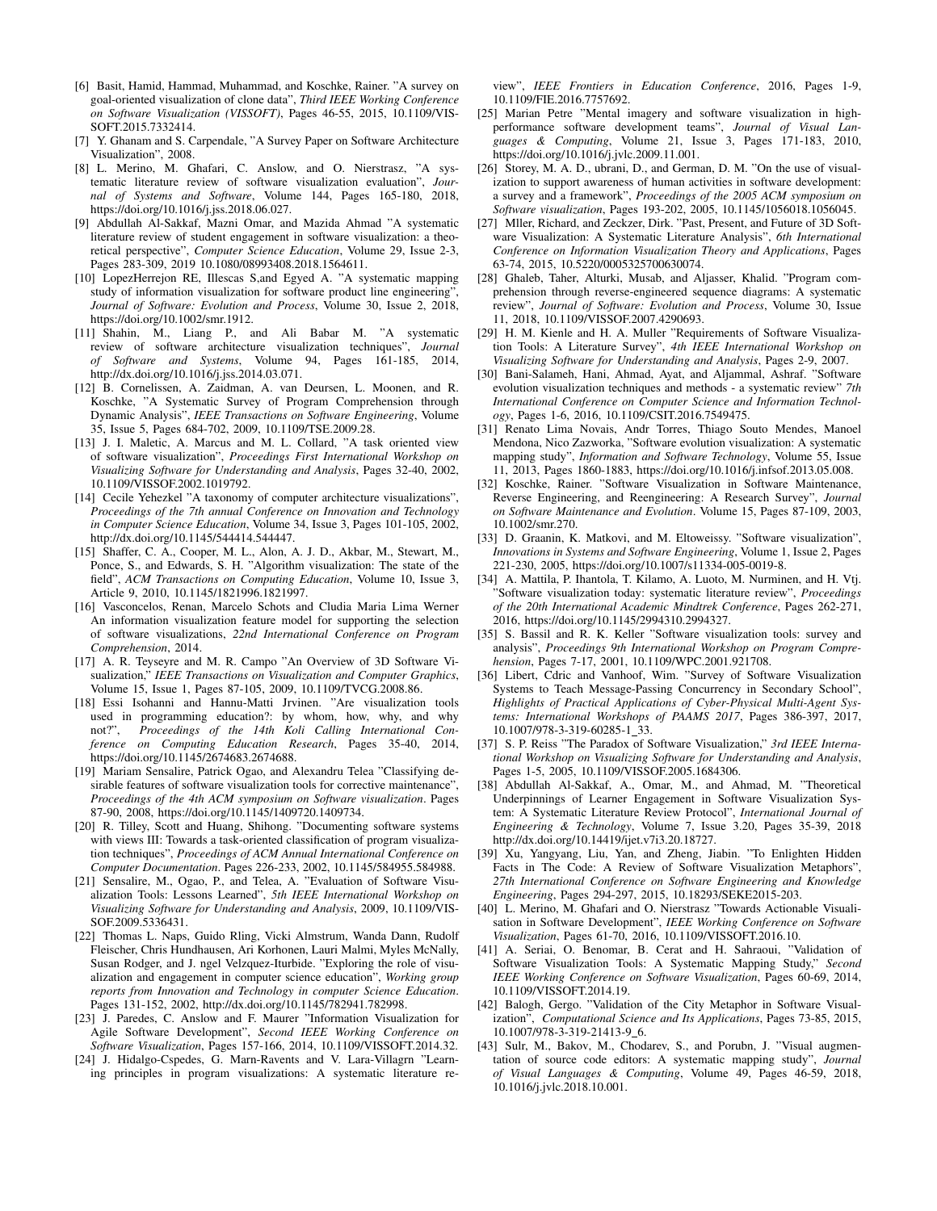[6] Basit, Hamid, Hammad, Muhammad, and Koschke, Rainer. "A survey on goal-oriented visualization of clone data", *Third IEEE Working Conference on Software Visualization (VISSOFT)*, Pages 46-55, 2015, 10.1109/VISSOFT.2015.7332414.

[7] Y. Ghanam and S. Carpendale, "A Survey Paper on Software Architecture Visualization", 2008.

[8] L. Merino, M. Ghafari, C. Anslow, and O. Nierstrasz, "A systematic literature review of software visualization evaluation", *Journal of Systems and Software*, Volume 144, Pages 165-180, 2018, https://doi.org/10.1016/j.jss.2018.06.027.

[9] Abdullah Al-Sakkaf, Mazni Omar, and Mazida Ahmad "A systematic literature review of student engagement in software visualization: a theoretical perspective", *Computer Science Education*, Volume 29, Issue 2-3, Pages 283-309, 2019 10.1080/08993408.2018.1564611.

[10] LopezHerrejon RE, Illescas S,and Egyed A. "A systematic mapping study of information visualization for software product line engineering", *Journal of Software: Evolution and Process*, Volume 30, Issue 2, 2018, https://doi.org/10.1002/smr.1912.

[11] Shahin, M., Liang P., and Ali Babar M. "A systematic review of software architecture visualization techniques", *Journal of Software and Systems*, Volume 94, Pages 161-185, 2014, http://dx.doi.org/10.1016/j.jss.2014.03.071.

[12] B. Cornelissen, A. Zaidman, A. van Deursen, L. Moonen, and R. Koschke, "A Systematic Survey of Program Comprehension through Dynamic Analysis", *IEEE Transactions on Software Engineering*, Volume 35, Issue 5, Pages 684-702, 2009, 10.1109/TSE.2009.28.

[13] J. I. Maletic, A. Marcus and M. L. Collard, "A task oriented view of software visualization", *Proceedings First International Workshop on Visualizing Software for Understanding and Analysis*, Pages 32-40, 2002, 10.1109/VISSOF.2002.1019792.

[14] Cecile Yehezkel "A taxonomy of computer architecture visualizations", *Proceedings of the 7th annual Conference on Innovation and Technology in Computer Science Education*, Volume 34, Issue 3, Pages 101-105, 2002, http://dx.doi.org/10.1145/544414.544447.

[15] Shaffer, C. A., Cooper, M. L., Alon, A. J. D., Akbar, M., Stewart, M., Ponce, S., and Edwards, S. H. "Algorithm visualization: The state of the field", *ACM Transactions on Computing Education*, Volume 10, Issue 3, Article 9, 2010, 10.1145/1821996.1821997.

[16] Vasconcelos, Renan, Marcelo Schots and Cludia Maria Lima Werner An information visualization feature model for supporting the selection of software visualizations, *22nd International Conference on Program Comprehension*, 2014.

[17] A. R. Teyseyre and M. R. Campo "An Overview of 3D Software Visualization," *IEEE Transactions on Visualization and Computer Graphics*, Volume 15, Issue 1, Pages 87-105, 2009, 10.1109/TVCG.2008.86.

[18] Essi Isohanni and Hannu-Matti Jrvinen. "Are visualization tools used in programming education?: by whom, how, why, and why not?", *Proceedings of the 14th Koli Calling International Conference on Computing Education Research*, Pages 35-40, 2014, https://doi.org/10.1145/2674683.2674688.

[19] Mariam Sensalire, Patrick Ogao, and Alexandru Telea "Classifying desirable features of software visualization tools for corrective maintenance", *Proceedings of the 4th ACM symposium on Software visualization*. Pages 87-90, 2008, https://doi.org/10.1145/1409720.1409734.

[20] R. Tilley, Scott and Huang, Shihong. "Documenting software systems with views III: Towards a task-oriented classification of program visualization techniques", *Proceedings of ACM Annual International Conference on Computer Documentation*. Pages 226-233, 2002, 10.1145/584955.584988.

[21] Sensalire, M., Ogao, P., and Telea, A. "Evaluation of Software Visualization Tools: Lessons Learned", *5th IEEE International Workshop on Visualizing Software for Understanding and Analysis*, 2009, 10.1109/VISSOF.2009.5336431.

[22] Thomas L. Naps, Guido Rling, Vicki Almstrum, Wanda Dann, Rudolf Fleischer, Chris Hundhausen, Ari Korhonen, Lauri Malmi, Myles McNally, Susan Rodger, and J. ngel Velzquez-Iturbide. "Exploring the role of visualization and engagement in computer science education", *Working group reports from Innovation and Technology in computer Science Education*. Pages 131-152, 2002, http://dx.doi.org/10.1145/782941.782998.

[23] J. Paredes, C. Anslow and F. Maurer "Information Visualization for Agile Software Development", *Second IEEE Working Conference on Software Visualization*, Pages 157-166, 2014, 10.1109/VISSOFT.2014.32.

[24] J. Hidalgo-Cspedes, G. Marn-Ravents and V. Lara-Villagrn "Learning principles in program visualizations: A systematic literature review", *IEEE Frontiers in Education Conference*, 2016, Pages 1-9, 10.1109/FIE.2016.7757692.

[25] Marian Petre "Mental imagery and software visualization in high-performance software development teams", *Journal of Visual Languages & Computing*, Volume 21, Issue 3, Pages 171-183, 2010, https://doi.org/10.1016/j.jvlc.2009.11.001.

[26] Storey, M. A. D., ubrani, D., and German, D. M. "On the use of visualization to support awareness of human activities in software development: a survey and a framework", *Proceedings of the 2005 ACM symposium on Software visualization*, Pages 193-202, 2005, 10.1145/1056018.1056045.

[27] Mller, Richard, and Zeckzer, Dirk. "Past, Present, and Future of 3D Software Visualization: A Systematic Literature Analysis", *6th International Conference on Information Visualization Theory and Applications*, Pages 63-74, 2015, 10.5220/0005325700630074.

[28] Ghaleb, Taher, Alturki, Musab, and Aljasser, Khalid. "Program comprehension through reverse-engineered sequence diagrams: A systematic review", *Journal of Software: Evolution and Process*, Volume 30, Issue 11, 2018, 10.1109/VISSOFT.2007.4290693.

[29] H. M. Kienle and H. A. Muller "Requirements of Software Visualization Tools: A Literature Survey", *4th IEEE International Workshop on Visualizing Software for Understanding and Analysis*, Pages 2-9, 2007.

[30] Bani-Salameh, Hani, Ahmad, Ayat, and Aljammal, Ashraf. "Software evolution visualization techniques and methods - a systematic review" *7th International Conference on Computer Science and Information Technology*, Pages 1-6, 2016, 10.1109/CSIT.2016.7549475.

[31] Renato Lima Novais, Andr Torres, Thiago Souto Mendes, Manoel Mendona, Nico Zazworka, "Software evolution visualization: A systematic mapping study", *Information and Software Technology*, Volume 55, Issue 11, 2013, Pages 1860-1883, https://doi.org/10.1016/j.infsof.2013.05.008.

[32] Koschke, Rainer. "Software Visualization in Software Maintenance, Reverse Engineering, and Reengineering: A Research Survey", *Journal on Software Maintenance and Evolution*. Volume 15, Pages 87-109, 2003, 10.1002/smr.270.

[33] D. Graanin, K. Matkovi, and M. Eltoweissy. "Software visualization", *Innovations in Systems and Software Engineering*, Volume 1, Issue 2, Pages 221-230, 2005, https://doi.org/10.1007/s11334-005-0019-8.

[34] A. Mattila, P. Ihantola, T. Kilamo, A. Luoto, M. Nurminen, and H. Vtj. "Software visualization today: systematic literature review", *Proceedings of the 20th International Academic Mindtrek Conference*, Pages 262-271, 2016, https://doi.org/10.1145/2994310.2994327.

[35] S. Bassil and R. K. Keller "Software visualization tools: survey and analysis", *Proceedings 9th International Workshop on Program Comprehension*, Pages 7-17, 2001, 10.1109/WPC.2001.921708.

[36] Libert, Cdric and Vanhoof, Wim. "Survey of Software Visualization Systems to Teach Message-Passing Concurrency in Secondary School", *Highlights of Practical Applications of Cyber-Physical Multi-Agent Systems: International Workshops of PAAMS 2017*, Pages 386-397, 2017, 10.1007/978-3-319-60285-1_33.

[37] S. P. Reiss "The Paradox of Software Visualization," *3rd IEEE International Workshop on Visualizing Software for Understanding and Analysis*, Pages 1-5, 2005, 10.1109/VISSOF.2005.1684306.

[38] Abdullah Al-Sakkaf, A., Omar, M., and Ahmad, M. "Theoretical Underpinnings of Learner Engagement in Software Visualization System: A Systematic Literature Review Protocol", *International Journal of Engineering & Technology*, Volume 7, Issue 3.20, Pages 35-39, 2018 http://dx.doi.org/10.14419/ijet.v7i3.20.18727.

[39] Xu, Yangyang, Liu, Yan, and Zheng, Jiabin. "To Enlighten Hidden Facts in The Code: A Review of Software Visualization Metaphors", *27th International Conference on Software Engineering and Knowledge Engineering*, Pages 294-297, 2015, 10.18293/SEKE2015-203.

[40] L. Merino, M. Ghafari and O. Nierstrasz "Towards Actionable Visualisation in Software Development", *IEEE Working Conference on Software Visualization*, Pages 61-70, 2016, 10.1109/VISSOFT.2016.10.

[41] A. Seriai, O. Benomar, B. Cerat and H. Sahraoui, "Validation of Software Visualization Tools: A Systematic Mapping Study," *Second IEEE Working Conference on Software Visualization*, Pages 60-69, 2014, 10.1109/VISSOFT.2014.19.

[42] Balogh, Gergo. "Validation of the City Metaphor in Software Visualization", *Computational Science and Its Applications*, Pages 73-85, 2015, 10.1007/978-3-319-21413-9_6.

[43] Sulr, M., Bakov, M., Chodarev, S., and Porubn, J. "Visual augmentation of source code editors: A systematic mapping study", *Journal of Visual Languages & Computing*, Volume 49, Pages 46-59, 2018, 10.1016/j.jvlc.2018.10.001.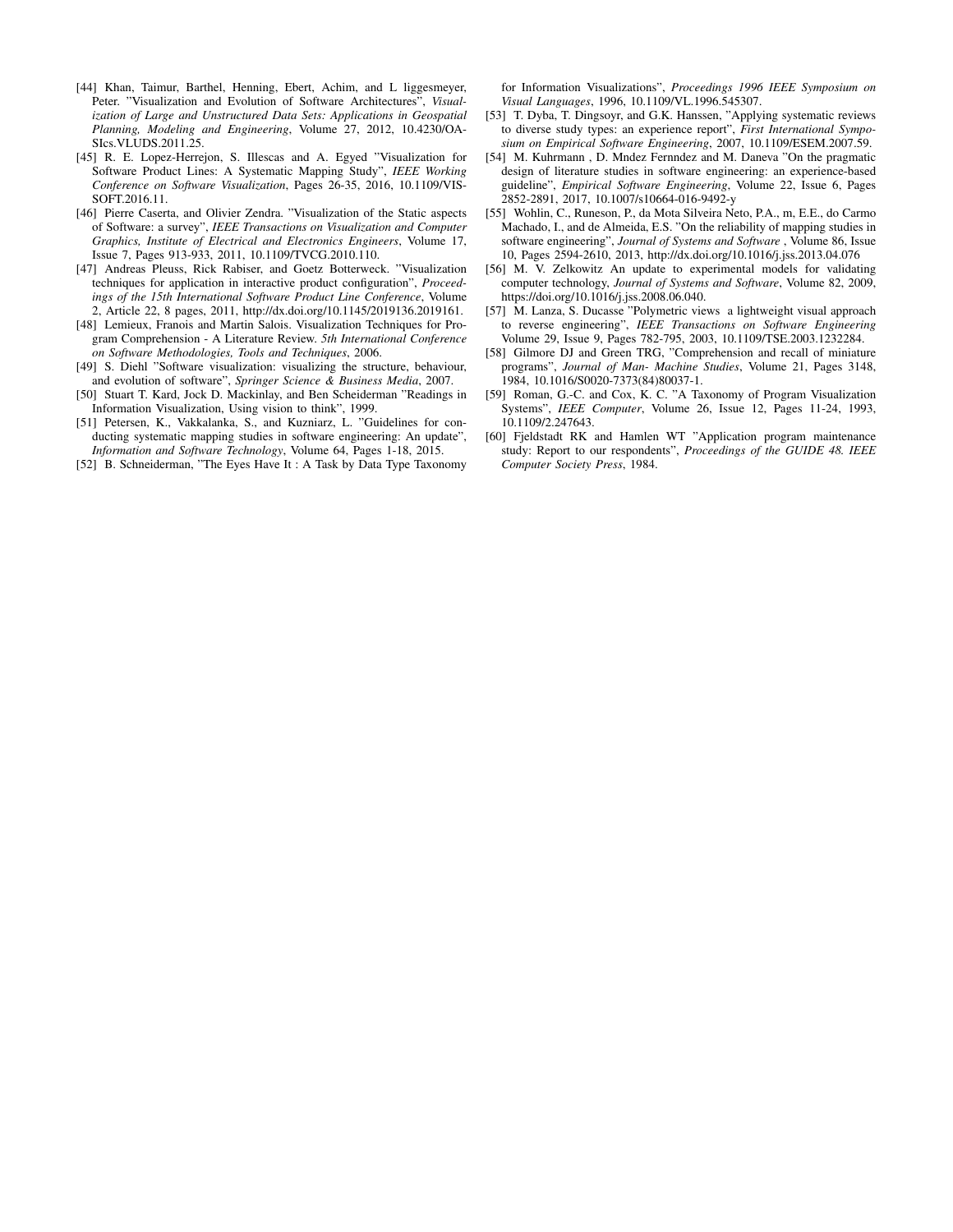[44] Khan, Taimur, Barthel, Henning, Ebert, Achim, and L liggesmeyer, Peter. "Visualization and Evolution of Software Architectures", *Visualization of Large and Unstructured Data Sets: Applications in Geospatial Planning, Modeling and Engineering*, Volume 27, 2012, 10.4230/OASIcs.VLUDS.2011.25.

[45] R. E. Lopez-Herrejon, S. Illescas and A. Egyed "Visualization for Software Product Lines: A Systematic Mapping Study", *IEEE Working Conference on Software Visualization*, Pages 26-35, 2016, 10.1109/VISSOFT.2016.11.

[46] Pierre Caserta, and Olivier Zendra. "Visualization of the Static aspects of Software: a survey", *IEEE Transactions on Visualization and Computer Graphics, Institute of Electrical and Electronics Engineers*, Volume 17, Issue 7, Pages 913-933, 2011, 10.1109/TVCG.2010.110.

[47] Andreas Pleuss, Rick Rabiser, and Goetz Botterweck. "Visualization techniques for application in interactive product configuration", *Proceedings of the 15th International Software Product Line Conference*, Volume 2, Article 22, 8 pages, 2011, http://dx.doi.org/10.1145/2019136.2019161.

[48] Lemieux, Franois and Martin Salois. Visualization Techniques for Program Comprehension - A Literature Review. *5th International Conference on Software Methodologies, Tools and Techniques*, 2006.

[49] S. Diehl "Software visualization: visualizing the structure, behaviour, and evolution of software", *Springer Science & Business Media*, 2007.

[50] Stuart T. Kard, Jock D. Mackinlay, and Ben Scheiderman "Readings in Information Visualization, Using vision to think", 1999.

[51] Petersen, K., Vakkalanka, S., and Kuzniarz, L. "Guidelines for conducting systematic mapping studies in software engineering: An update", *Information and Software Technology*, Volume 64, Pages 1-18, 2015.

[52] B. Schneiderman, "The Eyes Have It : A Task by Data Type Taxonomy for Information Visualizations", *Proceedings 1996 IEEE Symposium on Visual Languages*, 1996, 10.1109/VL.1996.545307.

[53] T. Dyba, T. Dingsoyr, and G.K. Hanssen, "Applying systematic reviews to diverse study types: an experience report", *First International Symposium on Empirical Software Engineering*, 2007, 10.1109/ESEM.2007.59.

[54] M. Kuhrmann , D. Mndez Fernndez and M. Daneva "On the pragmatic design of literature studies in software engineering: an experience-based guideline", *Empirical Software Engineering*, Volume 22, Issue 6, Pages 2852-2891, 2017, 10.1007/s10664-016-9492-y

[55] Wohlin, C., Runeson, P., da Mota Silveira Neto, P.A., m, E.E., do Carmo Machado, I., and de Almeida, E.S. "On the reliability of mapping studies in software engineering", *Journal of Systems and Software* , Volume 86, Issue 10, Pages 2594-2610, 2013, http://dx.doi.org/10.1016/j.jss.2013.04.076

[56] M. V. Zelkowitz An update to experimental models for validating computer technology, *Journal of Systems and Software*, Volume 82, 2009, https://doi.org/10.1016/j.jss.2008.06.040.

[57] M. Lanza, S. Ducasse "Polymetric views a lightweight visual approach to reverse engineering", *IEEE Transactions on Software Engineering* Volume 29, Issue 9, Pages 782-795, 2003, 10.1109/TSE.2003.1232284.

[58] Gilmore DJ and Green TRG, "Comprehension and recall of miniature programs", *Journal of Man- Machine Studies*, Volume 21, Pages 3148, 1984, 10.1016/S0020-7373(84)80037-1.

[59] Roman, G.-C. and Cox, K. C. "A Taxonomy of Program Visualization Systems", *IEEE Computer*, Volume 26, Issue 12, Pages 11-24, 1993, 10.1109/2.247643.

[60] Fjeldstadt RK and Hamlen WT "Application program maintenance study: Report to our respondents", *Proceedings of the GUIDE 48. IEEE Computer Society Press*, 1984.